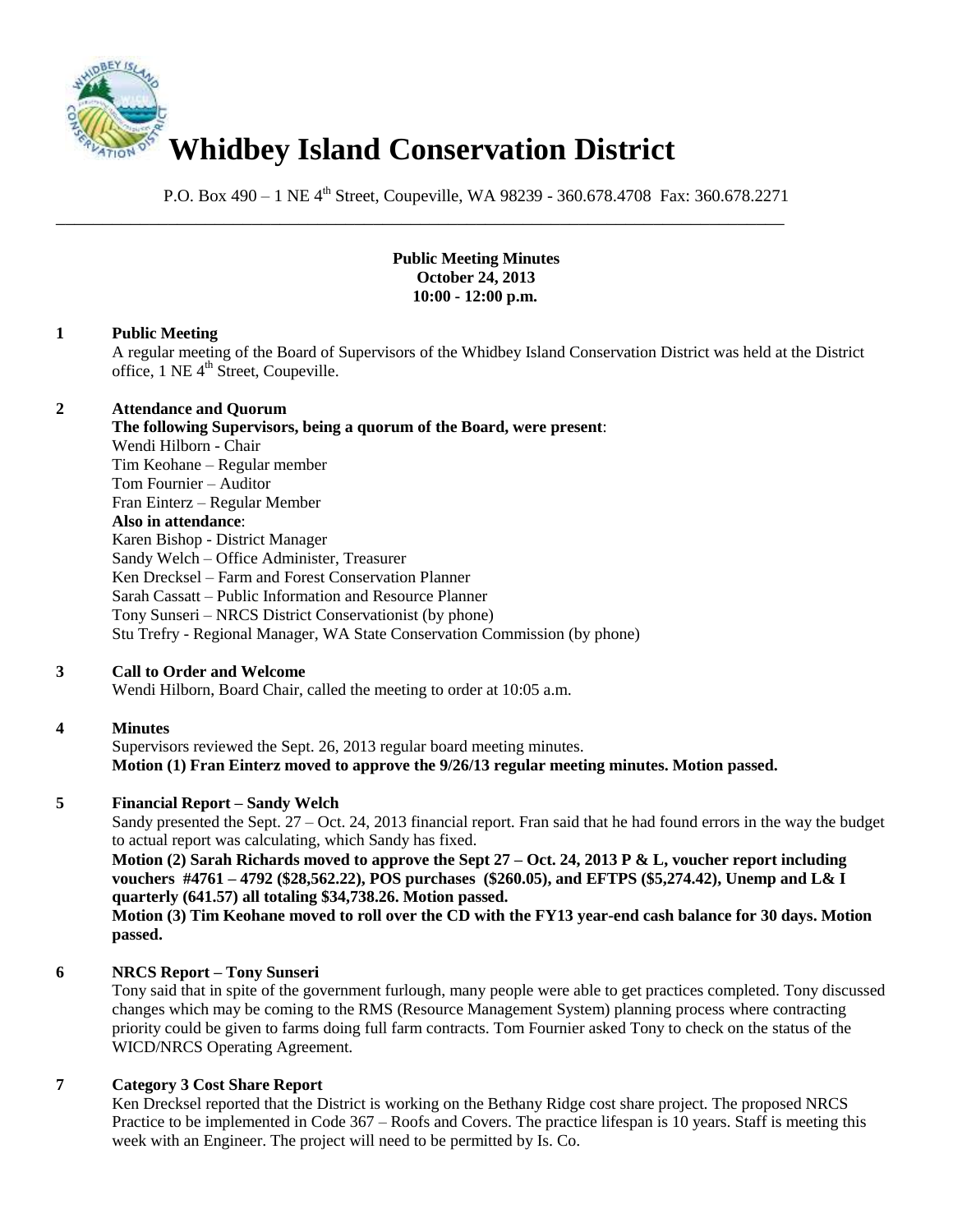# Whidbey Island Conservation District

P.O. Box 490 – 1 NE 4th Street, Coupeville, WA 98239 - 360.678.4708 Fax: 360.678.2271

---

**Public Meeting Minutes**
**October 24, 2013**
**10:00 - 12:00 p.m.**

**1 Public Meeting**

A regular meeting of the Board of Supervisors of the Whidbey Island Conservation District was held at the District office, 1 NE 4th Street, Coupeville.

**2 Attendance and Quorum**

**The following Supervisors, being a quorum of the Board, were present**:
Wendi Hilborn - Chair
Tim Keohane – Regular member
Tom Fournier – Auditor
Fran Einterz – Regular Member
**Also in attendance**:
Karen Bishop - District Manager
Sandy Welch – Office Administer, Treasurer
Ken Drecksel – Farm and Forest Conservation Planner
Sarah Cassatt – Public Information and Resource Planner
Tony Sunseri – NRCS District Conservationist (by phone)
Stu Trefry - Regional Manager, WA State Conservation Commission (by phone)

**3 Call to Order and Welcome**

Wendi Hilborn, Board Chair, called the meeting to order at 10:05 a.m.

**4 Minutes**

Supervisors reviewed the Sept. 26, 2013 regular board meeting minutes.
**Motion (1) Fran Einterz moved to approve the 9/26/13 regular meeting minutes. Motion passed.**

**5 Financial Report – Sandy Welch**

Sandy presented the Sept. 27 – Oct. 24, 2013 financial report. Fran said that he had found errors in the way the budget to actual report was calculating, which Sandy has fixed.
**Motion (2) Sarah Richards moved to approve the Sept 27 – Oct. 24, 2013 P & L, voucher report including vouchers #4761 – 4792 ($28,562.22), POS purchases ($260.05), and EFTPS ($5,274.42), Unemp and L& I quarterly (641.57) all totaling $34,738.26. Motion passed.**
**Motion (3) Tim Keohane moved to roll over the CD with the FY13 year-end cash balance for 30 days. Motion passed.**

**6 NRCS Report – Tony Sunseri**

Tony said that in spite of the government furlough, many people were able to get practices completed. Tony discussed changes which may be coming to the RMS (Resource Management System) planning process where contracting priority could be given to farms doing full farm contracts. Tom Fournier asked Tony to check on the status of the WICD/NRCS Operating Agreement.

**7 Category 3 Cost Share Report**

Ken Drecksel reported that the District is working on the Bethany Ridge cost share project. The proposed NRCS Practice to be implemented in Code 367 – Roofs and Covers. The practice lifespan is 10 years. Staff is meeting this week with an Engineer. The project will need to be permitted by Is. Co.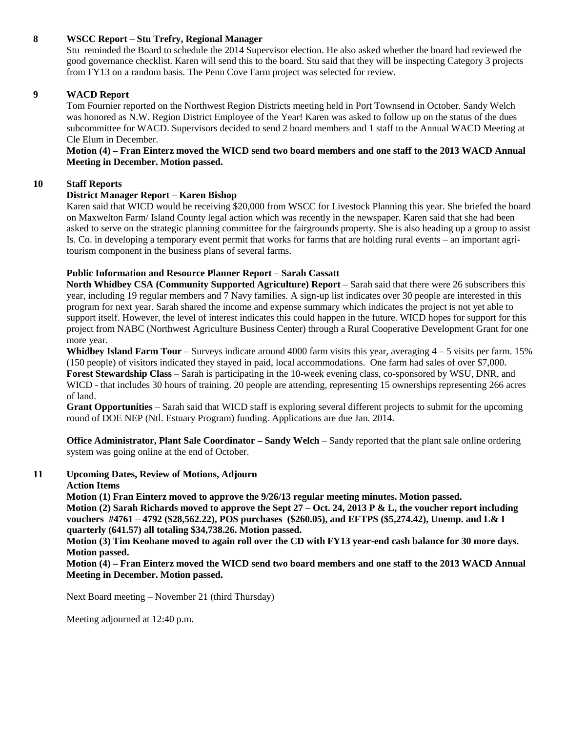**8 WSCC Report – Stu Trefry, Regional Manager**

Stu reminded the Board to schedule the 2014 Supervisor election. He also asked whether the board had reviewed the good governance checklist. Karen will send this to the board. Stu said that they will be inspecting Category 3 projects from FY13 on a random basis. The Penn Cove Farm project was selected for review.

**9 WACD Report**

Tom Fournier reported on the Northwest Region Districts meeting held in Port Townsend in October. Sandy Welch was honored as N.W. Region District Employee of the Year! Karen was asked to follow up on the status of the dues subcommittee for WACD. Supervisors decided to send 2 board members and 1 staff to the Annual WACD Meeting at Cle Elum in December.

**Motion (4) – Fran Einterz moved the WICD send two board members and one staff to the 2013 WACD Annual Meeting in December. Motion passed.**

**10 Staff Reports**

**District Manager Report – Karen Bishop**

Karen said that WICD would be receiving $20,000 from WSCC for Livestock Planning this year. She briefed the board on Maxwelton Farm/ Island County legal action which was recently in the newspaper. Karen said that she had been asked to serve on the strategic planning committee for the fairgrounds property. She is also heading up a group to assist Is. Co. in developing a temporary event permit that works for farms that are holding rural events – an important agri-tourism component in the business plans of several farms.

**Public Information and Resource Planner Report – Sarah Cassatt**

**North Whidbey CSA (Community Supported Agriculture) Report** – Sarah said that there were 26 subscribers this year, including 19 regular members and 7 Navy families. A sign-up list indicates over 30 people are interested in this program for next year. Sarah shared the income and expense summary which indicates the project is not yet able to support itself. However, the level of interest indicates this could happen in the future. WICD hopes for support for this project from NABC (Northwest Agriculture Business Center) through a Rural Cooperative Development Grant for one more year.

**Whidbey Island Farm Tour** – Surveys indicate around 4000 farm visits this year, averaging 4 – 5 visits per farm. 15% (150 people) of visitors indicated they stayed in paid, local accommodations. One farm had sales of over $7,000.

**Forest Stewardship Class** – Sarah is participating in the 10-week evening class, co-sponsored by WSU, DNR, and WICD - that includes 30 hours of training. 20 people are attending, representing 15 ownerships representing 266 acres of land.

**Grant Opportunities** – Sarah said that WICD staff is exploring several different projects to submit for the upcoming round of DOE NEP (Ntl. Estuary Program) funding. Applications are due Jan. 2014.

**Office Administrator, Plant Sale Coordinator – Sandy Welch** – Sandy reported that the plant sale online ordering system was going online at the end of October.

**11 Upcoming Dates, Review of Motions, Adjourn**

**Action Items**

**Motion (1) Fran Einterz moved to approve the 9/26/13 regular meeting minutes. Motion passed.**

**Motion (2) Sarah Richards moved to approve the Sept 27 – Oct. 24, 2013 P & L, the voucher report including vouchers #4761 – 4792 ($28,562.22), POS purchases ($260.05), and EFTPS ($5,274.42), Unemp. and L& I quarterly (641.57) all totaling $34,738.26. Motion passed.**

**Motion (3) Tim Keohane moved to again roll over the CD with FY13 year-end cash balance for 30 more days. Motion passed.**

**Motion (4) – Fran Einterz moved the WICD send two board members and one staff to the 2013 WACD Annual Meeting in December. Motion passed.**

Next Board meeting – November 21 (third Thursday)

Meeting adjourned at 12:40 p.m.